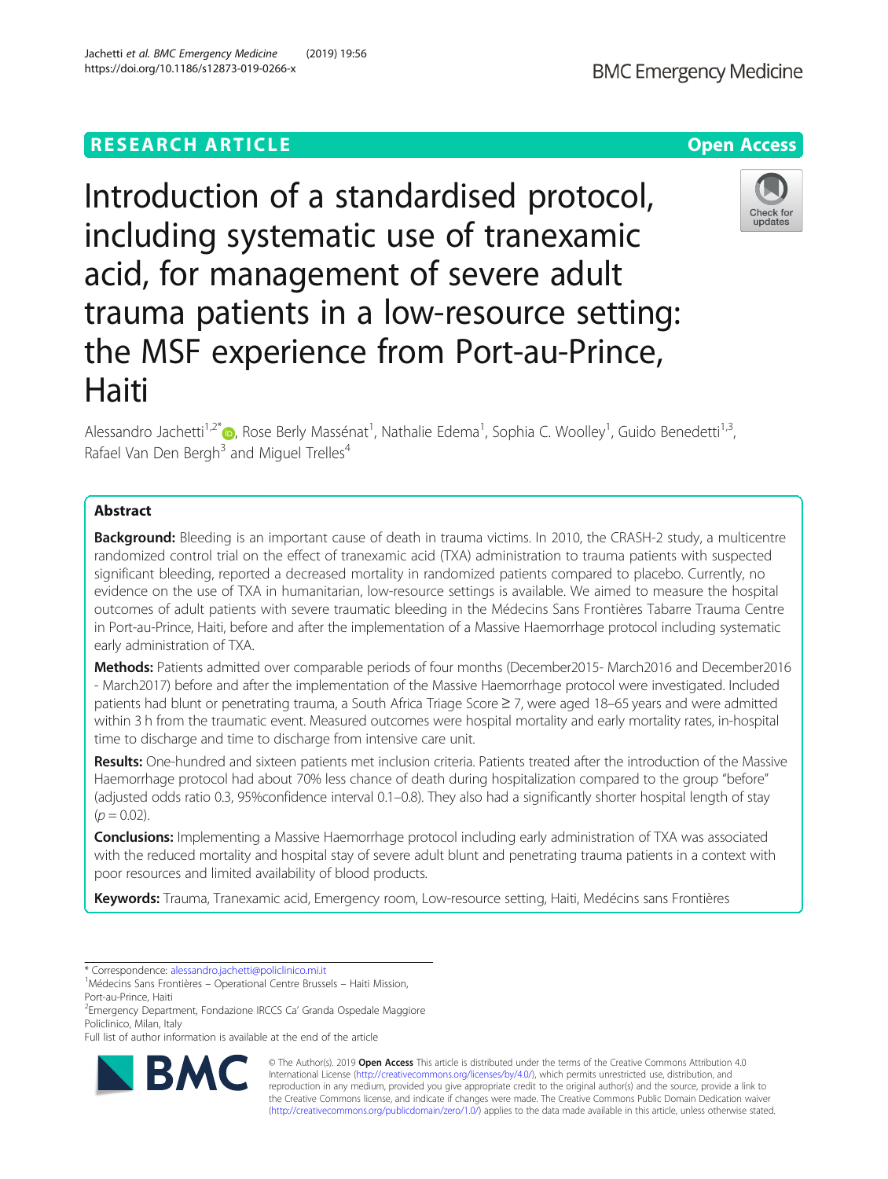RESEARCH ARTICLE

Open Access

# Introduction of a standardised protocol, including systematic use of tranexamic acid, for management of severe adult trauma patients in a low-resource setting: the MSF experience from Port-au-Prince, Haiti

Alessandro Jachetti[1,2*], Rose Berly Massénat[1], Nathalie Edema[1], Sophia C. Woolley[1], Guido Benedetti[1,3], Rafael Van Den Bergh[3] and Miguel Trelles[4]

## Abstract

**Background:** Bleeding is an important cause of death in trauma victims. In 2010, the CRASH-2 study, a multicentre randomized control trial on the effect of tranexamic acid (TXA) administration to trauma patients with suspected significant bleeding, reported a decreased mortality in randomized patients compared to placebo. Currently, no evidence on the use of TXA in humanitarian, low-resource settings is available. We aimed to measure the hospital outcomes of adult patients with severe traumatic bleeding in the Médecins Sans Frontières Tabarre Trauma Centre in Port-au-Prince, Haiti, before and after the implementation of a Massive Haemorrhage protocol including systematic early administration of TXA.

**Methods:** Patients admitted over comparable periods of four months (December2015- March2016 and December2016 - March2017) before and after the implementation of the Massive Haemorrhage protocol were investigated. Included patients had blunt or penetrating trauma, a South Africa Triage Score ≥ 7, were aged 18–65 years and were admitted within 3 h from the traumatic event. Measured outcomes were hospital mortality and early mortality rates, in-hospital time to discharge and time to discharge from intensive care unit.

**Results:** One-hundred and sixteen patients met inclusion criteria. Patients treated after the introduction of the Massive Haemorrhage protocol had about 70% less chance of death during hospitalization compared to the group "before" (adjusted odds ratio 0.3, 95%confidence interval 0.1–0.8). They also had a significantly shorter hospital length of stay ($p = 0.02$).

**Conclusions:** Implementing a Massive Haemorrhage protocol including early administration of TXA was associated with the reduced mortality and hospital stay of severe adult blunt and penetrating trauma patients in a context with poor resources and limited availability of blood products.

**Keywords:** Trauma, Tranexamic acid, Emergency room, Low-resource setting, Haiti, Medécins sans Frontières

---

* Correspondence: alessandro.jachetti@policlinico.mi.it
[1]Médecins Sans Frontières – Operational Centre Brussels – Haiti Mission, Port-au-Prince, Haiti
[2]Emergency Department, Fondazione IRCCS Ca' Granda Ospedale Maggiore Policlinico, Milan, Italy
Full list of author information is available at the end of the article

© The Author(s). 2019 **Open Access** This article is distributed under the terms of the Creative Commons Attribution 4.0 International License (http://creativecommons.org/licenses/by/4.0/), which permits unrestricted use, distribution, and reproduction in any medium, provided you give appropriate credit to the original author(s) and the source, provide a link to the Creative Commons license, and indicate if changes were made. The Creative Commons Public Domain Dedication waiver (http://creativecommons.org/publicdomain/zero/1.0/) applies to the data made available in this article, unless otherwise stated.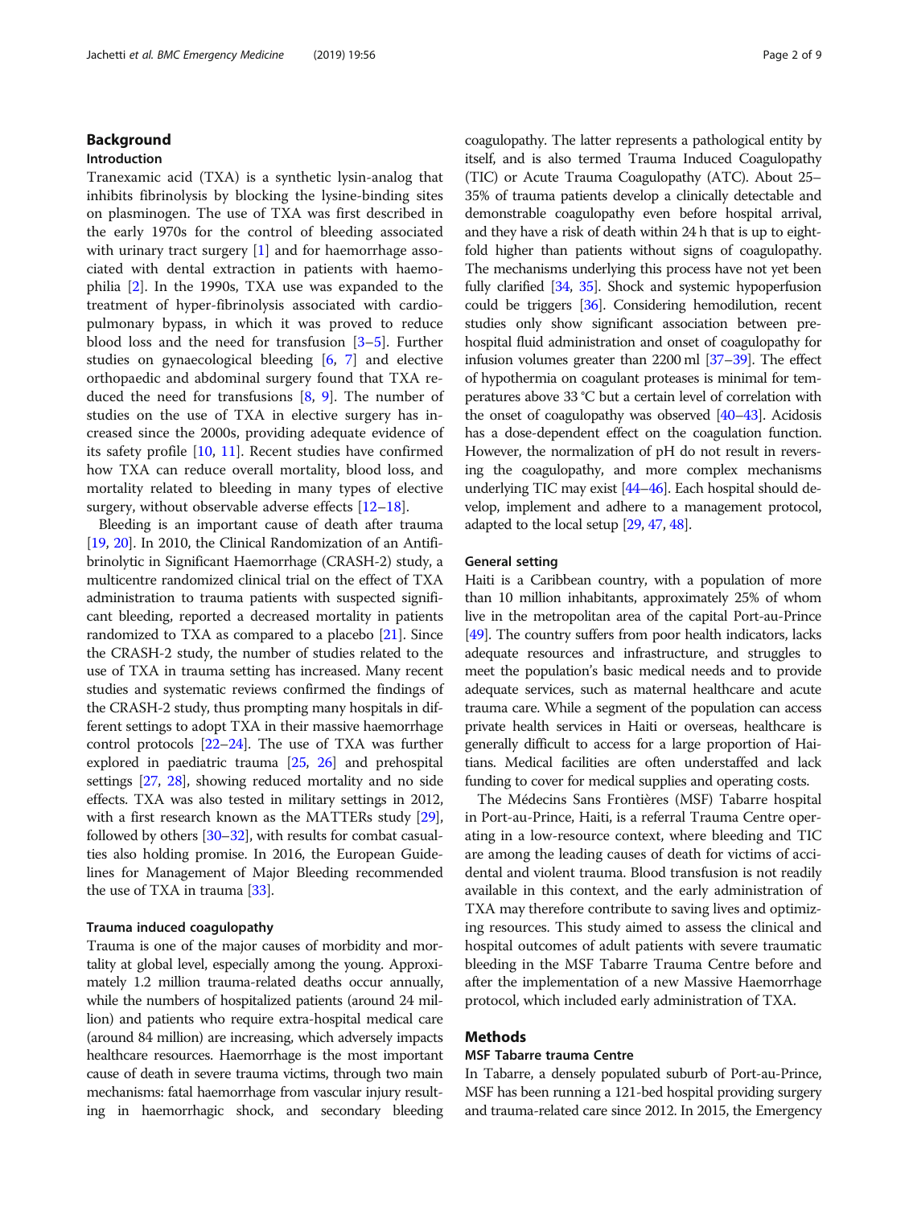## Background

### Introduction

Tranexamic acid (TXA) is a synthetic lysin-analog that inhibits fibrinolysis by blocking the lysine-binding sites on plasminogen. The use of TXA was first described in the early 1970s for the control of bleeding associated with urinary tract surgery [1] and for haemorrhage associated with dental extraction in patients with haemophilia [2]. In the 1990s, TXA use was expanded to the treatment of hyper-fibrinolysis associated with cardiopulmonary bypass, in which it was proved to reduce blood loss and the need for transfusion [3–5]. Further studies on gynaecological bleeding [6, 7] and elective orthopaedic and abdominal surgery found that TXA reduced the need for transfusions [8, 9]. The number of studies on the use of TXA in elective surgery has increased since the 2000s, providing adequate evidence of its safety profile [10, 11]. Recent studies have confirmed how TXA can reduce overall mortality, blood loss, and mortality related to bleeding in many types of elective surgery, without observable adverse effects [12–18].

Bleeding is an important cause of death after trauma [19, 20]. In 2010, the Clinical Randomization of an Antifibrinolytic in Significant Haemorrhage (CRASH-2) study, a multicentre randomized clinical trial on the effect of TXA administration to trauma patients with suspected significant bleeding, reported a decreased mortality in patients randomized to TXA as compared to a placebo [21]. Since the CRASH-2 study, the number of studies related to the use of TXA in trauma setting has increased. Many recent studies and systematic reviews confirmed the findings of the CRASH-2 study, thus prompting many hospitals in different settings to adopt TXA in their massive haemorrhage control protocols [22–24]. The use of TXA was further explored in paediatric trauma [25, 26] and prehospital settings [27, 28], showing reduced mortality and no side effects. TXA was also tested in military settings in 2012, with a first research known as the MATTERs study [29], followed by others [30–32], with results for combat casualties also holding promise. In 2016, the European Guidelines for Management of Major Bleeding recommended the use of TXA in trauma [33].

### Trauma induced coagulopathy

Trauma is one of the major causes of morbidity and mortality at global level, especially among the young. Approximately 1.2 million trauma-related deaths occur annually, while the numbers of hospitalized patients (around 24 million) and patients who require extra-hospital medical care (around 84 million) are increasing, which adversely impacts healthcare resources. Haemorrhage is the most important cause of death in severe trauma victims, through two main mechanisms: fatal haemorrhage from vascular injury resulting in haemorrhagic shock, and secondary bleeding coagulopathy. The latter represents a pathological entity by itself, and is also termed Trauma Induced Coagulopathy (TIC) or Acute Trauma Coagulopathy (ATC). About 25–35% of trauma patients develop a clinically detectable and demonstrable coagulopathy even before hospital arrival, and they have a risk of death within 24 h that is up to eight-fold higher than patients without signs of coagulopathy. The mechanisms underlying this process have not yet been fully clarified [34, 35]. Shock and systemic hypoperfusion could be triggers [36]. Considering hemodilution, recent studies only show significant association between pre-hospital fluid administration and onset of coagulopathy for infusion volumes greater than 2200 ml [37–39]. The effect of hypothermia on coagulant proteases is minimal for temperatures above 33 °C but a certain level of correlation with the onset of coagulopathy was observed [40–43]. Acidosis has a dose-dependent effect on the coagulation function. However, the normalization of pH do not result in reversing the coagulopathy, and more complex mechanisms underlying TIC may exist [44–46]. Each hospital should develop, implement and adhere to a management protocol, adapted to the local setup [29, 47, 48].

### General setting

Haiti is a Caribbean country, with a population of more than 10 million inhabitants, approximately 25% of whom live in the metropolitan area of the capital Port-au-Prince [49]. The country suffers from poor health indicators, lacks adequate resources and infrastructure, and struggles to meet the population's basic medical needs and to provide adequate services, such as maternal healthcare and acute trauma care. While a segment of the population can access private health services in Haiti or overseas, healthcare is generally difficult to access for a large proportion of Haitians. Medical facilities are often understaffed and lack funding to cover for medical supplies and operating costs.

The Médecins Sans Frontières (MSF) Tabarre hospital in Port-au-Prince, Haiti, is a referral Trauma Centre operating in a low-resource context, where bleeding and TIC are among the leading causes of death for victims of accidental and violent trauma. Blood transfusion is not readily available in this context, and the early administration of TXA may therefore contribute to saving lives and optimizing resources. This study aimed to assess the clinical and hospital outcomes of adult patients with severe traumatic bleeding in the MSF Tabarre Trauma Centre before and after the implementation of a new Massive Haemorrhage protocol, which included early administration of TXA.

## Methods

### MSF Tabarre trauma Centre

In Tabarre, a densely populated suburb of Port-au-Prince, MSF has been running a 121-bed hospital providing surgery and trauma-related care since 2012. In 2015, the Emergency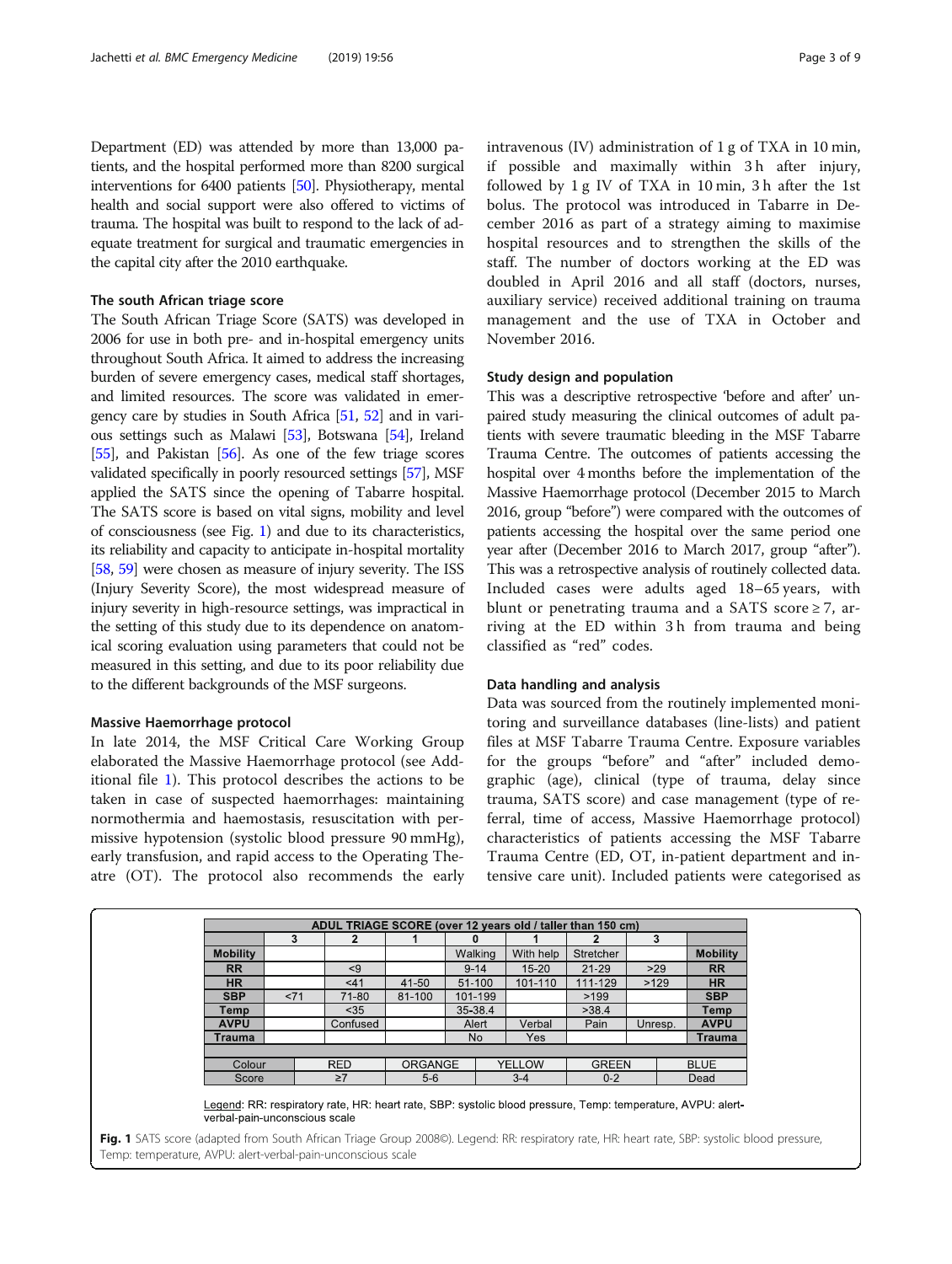Department (ED) was attended by more than 13,000 patients, and the hospital performed more than 8200 surgical interventions for 6400 patients [50]. Physiotherapy, mental health and social support were also offered to victims of trauma. The hospital was built to respond to the lack of adequate treatment for surgical and traumatic emergencies in the capital city after the 2010 earthquake.

### The south African triage score

The South African Triage Score (SATS) was developed in 2006 for use in both pre- and in-hospital emergency units throughout South Africa. It aimed to address the increasing burden of severe emergency cases, medical staff shortages, and limited resources. The score was validated in emergency care by studies in South Africa [51, 52] and in various settings such as Malawi [53], Botswana [54], Ireland [55], and Pakistan [56]. As one of the few triage scores validated specifically in poorly resourced settings [57], MSF applied the SATS since the opening of Tabarre hospital. The SATS score is based on vital signs, mobility and level of consciousness (see Fig. 1) and due to its characteristics, its reliability and capacity to anticipate in-hospital mortality [58, 59] were chosen as measure of injury severity. The ISS (Injury Severity Score), the most widespread measure of injury severity in high-resource settings, was impractical in the setting of this study due to its dependence on anatomical scoring evaluation using parameters that could not be measured in this setting, and due to its poor reliability due to the different backgrounds of the MSF surgeons.

### Massive Haemorrhage protocol

In late 2014, the MSF Critical Care Working Group elaborated the Massive Haemorrhage protocol (see Additional file 1). This protocol describes the actions to be taken in case of suspected haemorrhages: maintaining normothermia and haemostasis, resuscitation with permissive hypotension (systolic blood pressure 90 mmHg), early transfusion, and rapid access to the Operating Theatre (OT). The protocol also recommends the early intravenous (IV) administration of 1 g of TXA in 10 min, if possible and maximally within 3 h after injury, followed by 1 g IV of TXA in 10 min, 3 h after the 1st bolus. The protocol was introduced in Tabarre in December 2016 as part of a strategy aiming to maximise hospital resources and to strengthen the skills of the staff. The number of doctors working at the ED was doubled in April 2016 and all staff (doctors, nurses, auxiliary service) received additional training on trauma management and the use of TXA in October and November 2016.

### Study design and population

This was a descriptive retrospective 'before and after' unpaired study measuring the clinical outcomes of adult patients with severe traumatic bleeding in the MSF Tabarre Trauma Centre. The outcomes of patients accessing the hospital over 4 months before the implementation of the Massive Haemorrhage protocol (December 2015 to March 2016, group "before") were compared with the outcomes of patients accessing the hospital over the same period one year after (December 2016 to March 2017, group "after"). This was a retrospective analysis of routinely collected data. Included cases were adults aged 18–65 years, with blunt or penetrating trauma and a SATS score ≥ 7, arriving at the ED within 3 h from trauma and being classified as "red" codes.

### Data handling and analysis

Data was sourced from the routinely implemented monitoring and surveillance databases (line-lists) and patient files at MSF Tabarre Trauma Centre. Exposure variables for the groups "before" and "after" included demographic (age), clinical (type of trauma, delay since trauma, SATS score) and case management (type of referral, time of access, Massive Haemorrhage protocol) characteristics of patients accessing the MSF Tabarre Trauma Centre (ED, OT, in-patient department and intensive care unit). Included patients were categorised as

| ADUL TRIAGE SCORE (over 12 years old / taller than 150 cm) | | | | | | | | |
|---|---|---|---|---|---|---|---|---|
| | 3 | 2 | 1 | 0 | 1 | 2 | 3 | |
| **Mobility** | | | | Walking | With help | Stretcher | | **Mobility** |
| **RR** | | <9 | | 9-14 | 15-20 | 21-29 | >29 | **RR** |
| **HR** | | <41 | 41-50 | 51-100 | 101-110 | 111-129 | >129 | **HR** |
| **SBP** | <71 | 71-80 | 81-100 | 101-199 | | >199 | | **SBP** |
| **Temp** | | <35 | | 35-38.4 | | >38.4 | | **Temp** |
| **AVPU** | | Confused | | Alert | Verbal | Pain | Unresp. | **AVPU** |
| **Trauma** | | | | No | Yes | | | **Trauma** |

| Colour | RED | ORGANGE | YELLOW | GREEN | BLUE |
|---|---|---|---|---|---|
| Score | ≥7 | 5-6 | 3-4 | 0-2 | Dead |

Legend: RR: respiratory rate, HR: heart rate, SBP: systolic blood pressure, Temp: temperature, AVPU: alert-verbal-pain-unconscious scale

**Fig. 1** SATS score (adapted from South African Triage Group 2008©). Legend: RR: respiratory rate, HR: heart rate, SBP: systolic blood pressure, Temp: temperature, AVPU: alert-verbal-pain-unconscious scale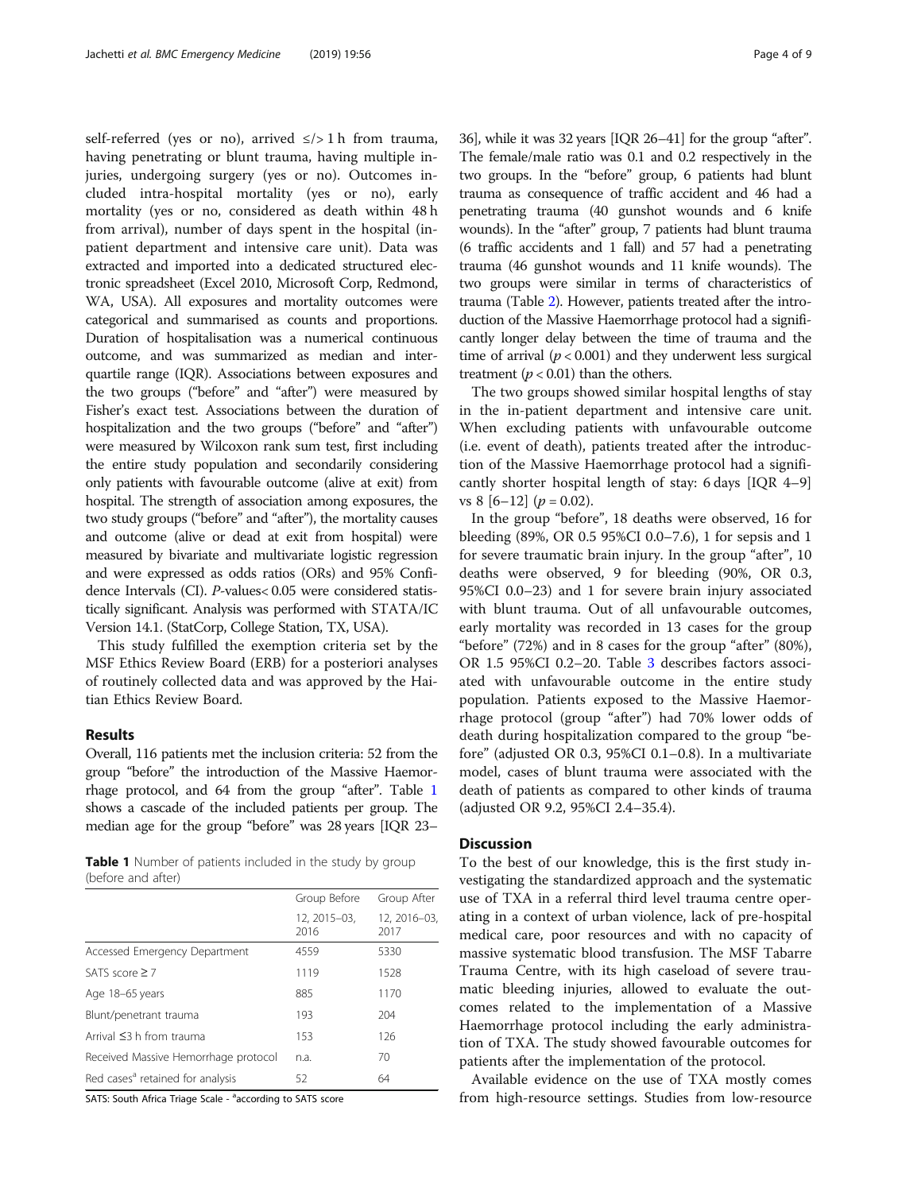self-referred (yes or no), arrived ≤/> 1 h from trauma, having penetrating or blunt trauma, having multiple injuries, undergoing surgery (yes or no). Outcomes included intra-hospital mortality (yes or no), early mortality (yes or no, considered as death within 48 h from arrival), number of days spent in the hospital (in-patient department and intensive care unit). Data was extracted and imported into a dedicated structured electronic spreadsheet (Excel 2010, Microsoft Corp, Redmond, WA, USA). All exposures and mortality outcomes were categorical and summarised as counts and proportions. Duration of hospitalisation was a numerical continuous outcome, and was summarized as median and interquartile range (IQR). Associations between exposures and the two groups ("before" and "after") were measured by Fisher's exact test. Associations between the duration of hospitalization and the two groups ("before" and "after") were measured by Wilcoxon rank sum test, first including the entire study population and secondarily considering only patients with favourable outcome (alive at exit) from hospital. The strength of association among exposures, the two study groups ("before" and "after"), the mortality causes and outcome (alive or dead at exit from hospital) were measured by bivariate and multivariate logistic regression and were expressed as odds ratios (ORs) and 95% Confidence Intervals (CI). P-values< 0.05 were considered statistically significant. Analysis was performed with STATA/IC Version 14.1. (StatCorp, College Station, TX, USA).

This study fulfilled the exemption criteria set by the MSF Ethics Review Board (ERB) for a posteriori analyses of routinely collected data and was approved by the Haitian Ethics Review Board.

## Results

Overall, 116 patients met the inclusion criteria: 52 from the group "before" the introduction of the Massive Haemorrhage protocol, and 64 from the group "after". Table 1 shows a cascade of the included patients per group. The median age for the group "before" was 28 years [IQR 23–36], while it was 32 years [IQR 26–41] for the group "after". The female/male ratio was 0.1 and 0.2 respectively in the two groups. In the "before" group, 6 patients had blunt trauma as consequence of traffic accident and 46 had a penetrating trauma (40 gunshot wounds and 6 knife wounds). In the "after" group, 7 patients had blunt trauma (6 traffic accidents and 1 fall) and 57 had a penetrating trauma (46 gunshot wounds and 11 knife wounds). The two groups were similar in terms of characteristics of trauma (Table 2). However, patients treated after the introduction of the Massive Haemorrhage protocol had a significantly longer delay between the time of trauma and the time of arrival ($p < 0.001$) and they underwent less surgical treatment ($p < 0.01$) than the others.

**Table 1** Number of patients included in the study by group (before and after)

| | Group Before | Group After |
|---|---|---|
| | 12, 2015–03, 2016 | 12, 2016–03, 2017 |
| Accessed Emergency Department | 4559 | 5330 |
| SATS score ≥ 7 | 1119 | 1528 |
| Age 18–65 years | 885 | 1170 |
| Blunt/penetrant trauma | 193 | 204 |
| Arrival ≤3 h from trauma | 153 | 126 |
| Received Massive Hemorrhage protocol | n.a. | 70 |
| Red cases[a] retained for analysis | 52 | 64 |

SATS: South Africa Triage Scale - [a]according to SATS score

The two groups showed similar hospital lengths of stay in the in-patient department and intensive care unit. When excluding patients with unfavourable outcome (i.e. event of death), patients treated after the introduction of the Massive Haemorrhage protocol had a significantly shorter hospital length of stay: 6 days [IQR 4–9] vs 8 [6–12] ($p = 0.02$).

In the group "before", 18 deaths were observed, 16 for bleeding (89%, OR 0.5 95%CI 0.0–7.6), 1 for sepsis and 1 for severe traumatic brain injury. In the group "after", 10 deaths were observed, 9 for bleeding (90%, OR 0.3, 95%CI 0.0–23) and 1 for severe brain injury associated with blunt trauma. Out of all unfavourable outcomes, early mortality was recorded in 13 cases for the group "before" (72%) and in 8 cases for the group "after" (80%), OR 1.5 95%CI 0.2–20. Table 3 describes factors associated with unfavourable outcome in the entire study population. Patients exposed to the Massive Haemorrhage protocol (group "after") had 70% lower odds of death during hospitalization compared to the group "before" (adjusted OR 0.3, 95%CI 0.1–0.8). In a multivariate model, cases of blunt trauma were associated with the death of patients as compared to other kinds of trauma (adjusted OR 9.2, 95%CI 2.4–35.4).

## Discussion

To the best of our knowledge, this is the first study investigating the standardized approach and the systematic use of TXA in a referral third level trauma centre operating in a context of urban violence, lack of pre-hospital medical care, poor resources and with no capacity of massive systematic blood transfusion. The MSF Tabarre Trauma Centre, with its high caseload of severe traumatic bleeding injuries, allowed to evaluate the outcomes related to the implementation of a Massive Haemorrhage protocol including the early administration of TXA. The study showed favourable outcomes for patients after the implementation of the protocol.

Available evidence on the use of TXA mostly comes from high-resource settings. Studies from low-resource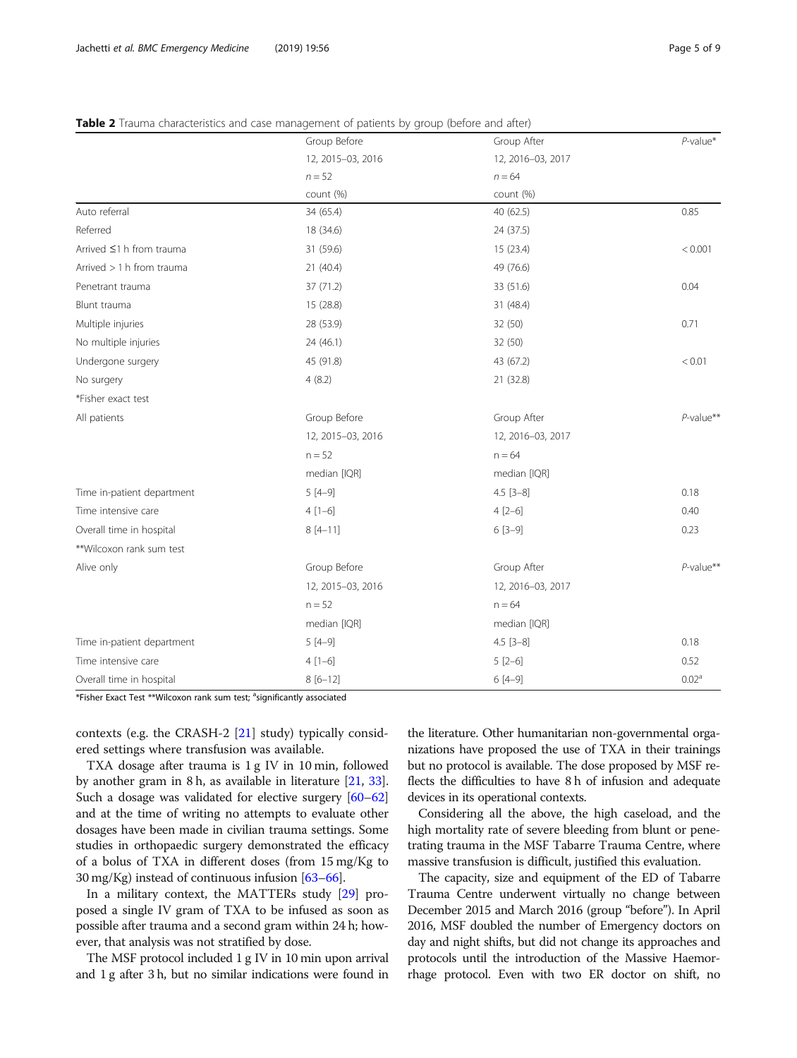**Table 2** Trauma characteristics and case management of patients by group (before and after)

| | Group Before | Group After | *P*-value* |
|---|---|---|---|
| | 12, 2015–03, 2016 | 12, 2016–03, 2017 | |
| | n = 52 | n = 64 | |
| | count (%) | count (%) | |
| Auto referral | 34 (65.4) | 40 (62.5) | 0.85 |
| Referred | 18 (34.6) | 24 (37.5) | |
| Arrived ≤1 h from trauma | 31 (59.6) | 15 (23.4) | < 0.001 |
| Arrived > 1 h from trauma | 21 (40.4) | 49 (76.6) | |
| Penetrant trauma | 37 (71.2) | 33 (51.6) | 0.04 |
| Blunt trauma | 15 (28.8) | 31 (48.4) | |
| Multiple injuries | 28 (53.9) | 32 (50) | 0.71 |
| No multiple injuries | 24 (46.1) | 32 (50) | |
| Undergone surgery | 45 (91.8) | 43 (67.2) | < 0.01 |
| No surgery | 4 (8.2) | 21 (32.8) | |
| *Fisher exact test | | | |
| All patients | Group Before | Group After | *P*-value** |
| | 12, 2015–03, 2016 | 12, 2016–03, 2017 | |
| | n = 52 | n = 64 | |
| | median [IQR] | median [IQR] | |
| Time in-patient department | 5 [4–9] | 4.5 [3–8] | 0.18 |
| Time intensive care | 4 [1–6] | 4 [2–6] | 0.40 |
| Overall time in hospital | 8 [4–11] | 6 [3–9] | 0.23 |
| **Wilcoxon rank sum test | | | |
| Alive only | Group Before | Group After | *P*-value** |
| | 12, 2015–03, 2016 | 12, 2016–03, 2017 | |
| | n = 52 | n = 64 | |
| | median [IQR] | median [IQR] | |
| Time in-patient department | 5 [4–9] | 4.5 [3–8] | 0.18 |
| Time intensive care | 4 [1–6] | 5 [2–6] | 0.52 |
| Overall time in hospital | 8 [6–12] | 6 [4–9] | 0.02[a] |

*Fisher Exact Test **Wilcoxon rank sum test; [a]significantly associated

contexts (e.g. the CRASH-2 [21] study) typically considered settings where transfusion was available.

TXA dosage after trauma is 1 g IV in 10 min, followed by another gram in 8 h, as available in literature [21, 33]. Such a dosage was validated for elective surgery [60–62] and at the time of writing no attempts to evaluate other dosages have been made in civilian trauma settings. Some studies in orthopaedic surgery demonstrated the efficacy of a bolus of TXA in different doses (from 15 mg/Kg to 30 mg/Kg) instead of continuous infusion [63–66].

In a military context, the MATTERs study [29] proposed a single IV gram of TXA to be infused as soon as possible after trauma and a second gram within 24 h; however, that analysis was not stratified by dose.

The MSF protocol included 1 g IV in 10 min upon arrival and 1 g after 3 h, but no similar indications were found in the literature. Other humanitarian non-governmental organizations have proposed the use of TXA in their trainings but no protocol is available. The dose proposed by MSF reflects the difficulties to have 8 h of infusion and adequate devices in its operational contexts.

Considering all the above, the high caseload, and the high mortality rate of severe bleeding from blunt or penetrating trauma in the MSF Tabarre Trauma Centre, where massive transfusion is difficult, justified this evaluation.

The capacity, size and equipment of the ED of Tabarre Trauma Centre underwent virtually no change between December 2015 and March 2016 (group "before"). In April 2016, MSF doubled the number of Emergency doctors on day and night shifts, but did not change its approaches and protocols until the introduction of the Massive Haemorrhage protocol. Even with two ER doctor on shift, no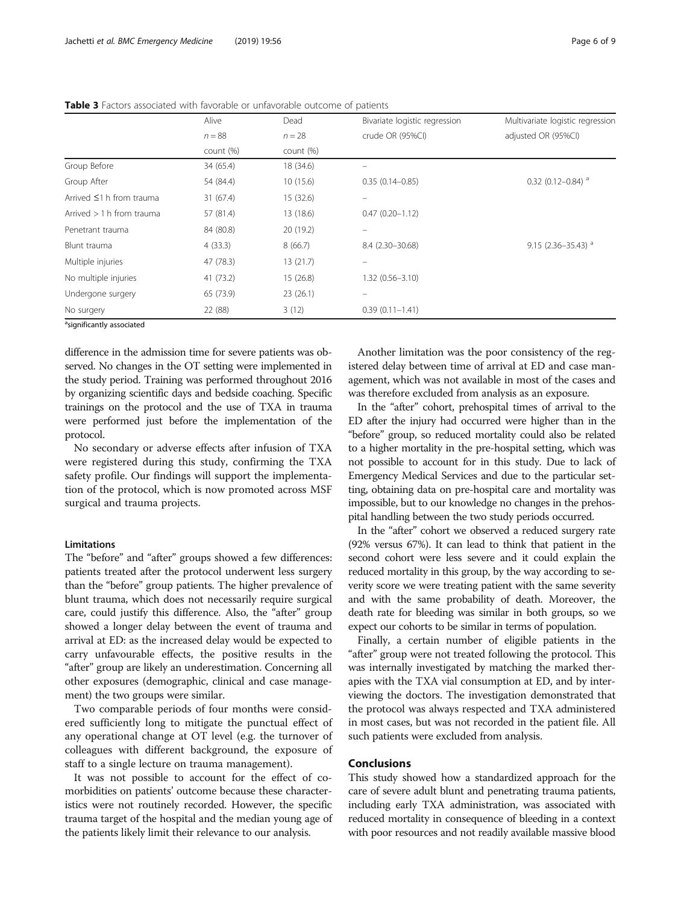**Table 3** Factors associated with favorable or unfavorable outcome of patients

| | Alive | Dead | Bivariate logistic regression | Multivariate logistic regression |
|---|---|---|---|---|
| | $n = 88$ | $n = 28$ | crude OR (95%CI) | adjusted OR (95%CI) |
| | count (%) | count (%) | | |
| Group Before | 34 (65.4) | 18 (34.6) | – | |
| Group After | 54 (84.4) | 10 (15.6) | 0.35 (0.14–0.85) | 0.32 (0.12–0.84) [a] |
| Arrived ≤1 h from trauma | 31 (67.4) | 15 (32.6) | – | |
| Arrived > 1 h from trauma | 57 (81.4) | 13 (18.6) | 0.47 (0.20–1.12) | |
| Penetrant trauma | 84 (80.8) | 20 (19.2) | – | |
| Blunt trauma | 4 (33.3) | 8 (66.7) | 8.4 (2.30–30.68) | 9.15 (2.36–35.43) [a] |
| Multiple injuries | 47 (78.3) | 13 (21.7) | – | |
| No multiple injuries | 41 (73.2) | 15 (26.8) | 1.32 (0.56–3.10) | |
| Undergone surgery | 65 (73.9) | 23 (26.1) | – | |
| No surgery | 22 (88) | 3 (12) | 0.39 (0.11–1.41) | |

[a]significantly associated

difference in the admission time for severe patients was observed. No changes in the OT setting were implemented in the study period. Training was performed throughout 2016 by organizing scientific days and bedside coaching. Specific trainings on the protocol and the use of TXA in trauma were performed just before the implementation of the protocol.

No secondary or adverse effects after infusion of TXA were registered during this study, confirming the TXA safety profile. Our findings will support the implementation of the protocol, which is now promoted across MSF surgical and trauma projects.

### Limitations

The "before" and "after" groups showed a few differences: patients treated after the protocol underwent less surgery than the "before" group patients. The higher prevalence of blunt trauma, which does not necessarily require surgical care, could justify this difference. Also, the "after" group showed a longer delay between the event of trauma and arrival at ED: as the increased delay would be expected to carry unfavourable effects, the positive results in the "after" group are likely an underestimation. Concerning all other exposures (demographic, clinical and case management) the two groups were similar.

Two comparable periods of four months were considered sufficiently long to mitigate the punctual effect of any operational change at OT level (e.g. the turnover of colleagues with different background, the exposure of staff to a single lecture on trauma management).

It was not possible to account for the effect of comorbidities on patients' outcome because these characteristics were not routinely recorded. However, the specific trauma target of the hospital and the median young age of the patients likely limit their relevance to our analysis.

Another limitation was the poor consistency of the registered delay between time of arrival at ED and case management, which was not available in most of the cases and was therefore excluded from analysis as an exposure.

In the "after" cohort, prehospital times of arrival to the ED after the injury had occurred were higher than in the "before" group, so reduced mortality could also be related to a higher mortality in the pre-hospital setting, which was not possible to account for in this study. Due to lack of Emergency Medical Services and due to the particular setting, obtaining data on pre-hospital care and mortality was impossible, but to our knowledge no changes in the prehospital handling between the two study periods occurred.

In the "after" cohort we observed a reduced surgery rate (92% versus 67%). It can lead to think that patient in the second cohort were less severe and it could explain the reduced mortality in this group, by the way according to severity score we were treating patient with the same severity and with the same probability of death. Moreover, the death rate for bleeding was similar in both groups, so we expect our cohorts to be similar in terms of population.

Finally, a certain number of eligible patients in the "after" group were not treated following the protocol. This was internally investigated by matching the marked therapies with the TXA vial consumption at ED, and by interviewing the doctors. The investigation demonstrated that the protocol was always respected and TXA administered in most cases, but was not recorded in the patient file. All such patients were excluded from analysis.

## Conclusions

This study showed how a standardized approach for the care of severe adult blunt and penetrating trauma patients, including early TXA administration, was associated with reduced mortality in consequence of bleeding in a context with poor resources and not readily available massive blood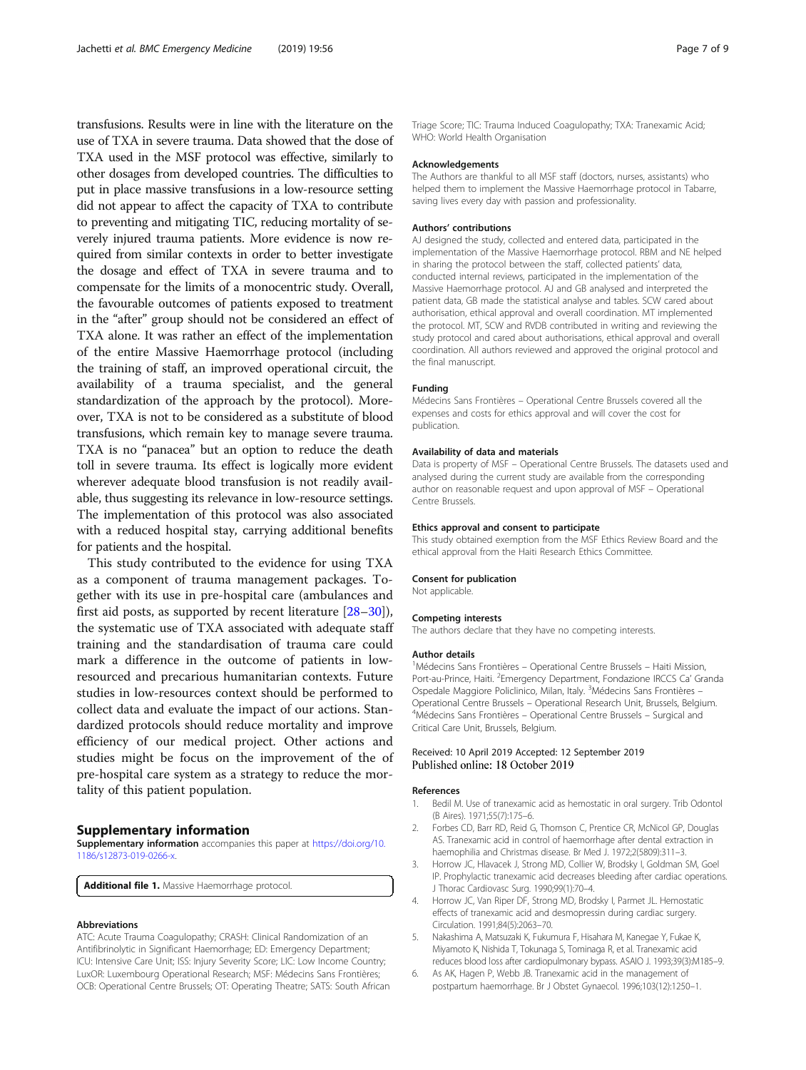transfusions. Results were in line with the literature on the use of TXA in severe trauma. Data showed that the dose of TXA used in the MSF protocol was effective, similarly to other dosages from developed countries. The difficulties to put in place massive transfusions in a low-resource setting did not appear to affect the capacity of TXA to contribute to preventing and mitigating TIC, reducing mortality of severely injured trauma patients. More evidence is now required from similar contexts in order to better investigate the dosage and effect of TXA in severe trauma and to compensate for the limits of a monocentric study. Overall, the favourable outcomes of patients exposed to treatment in the "after" group should not be considered an effect of TXA alone. It was rather an effect of the implementation of the entire Massive Haemorrhage protocol (including the training of staff, an improved operational circuit, the availability of a trauma specialist, and the general standardization of the approach by the protocol). Moreover, TXA is not to be considered as a substitute of blood transfusions, which remain key to manage severe trauma. TXA is no "panacea" but an option to reduce the death toll in severe trauma. Its effect is logically more evident wherever adequate blood transfusion is not readily available, thus suggesting its relevance in low-resource settings. The implementation of this protocol was also associated with a reduced hospital stay, carrying additional benefits for patients and the hospital.

This study contributed to the evidence for using TXA as a component of trauma management packages. Together with its use in pre-hospital care (ambulances and first aid posts, as supported by recent literature [28–30]), the systematic use of TXA associated with adequate staff training and the standardisation of trauma care could mark a difference in the outcome of patients in low-resourced and precarious humanitarian contexts. Future studies in low-resources context should be performed to collect data and evaluate the impact of our actions. Standardized protocols should reduce mortality and improve efficiency of our medical project. Other actions and studies might be focus on the improvement of the of pre-hospital care system as a strategy to reduce the mortality of this patient population.

## Supplementary information

**Supplementary information** accompanies this paper at https://doi.org/10.1186/s12873-019-0266-x.

**Additional file 1.** Massive Haemorrhage protocol.

### Abbreviations

ATC: Acute Trauma Coagulopathy; CRASH: Clinical Randomization of an Antifibrinolytic in Significant Haemorrhage; ED: Emergency Department; ICU: Intensive Care Unit; ISS: Injury Severity Score; LIC: Low Income Country; LuxOR: Luxembourg Operational Research; MSF: Médecins Sans Frontières; OCB: Operational Centre Brussels; OT: Operating Theatre; SATS: South African Triage Score; TIC: Trauma Induced Coagulopathy; TXA: Tranexamic Acid; WHO: World Health Organisation

### Acknowledgements

The Authors are thankful to all MSF staff (doctors, nurses, assistants) who helped them to implement the Massive Haemorrhage protocol in Tabarre, saving lives every day with passion and professionality.

### Authors' contributions

AJ designed the study, collected and entered data, participated in the implementation of the Massive Haemorrhage protocol. RBM and NE helped in sharing the protocol between the staff, collected patients' data, conducted internal reviews, participated in the implementation of the Massive Haemorrhage protocol. AJ and GB analysed and interpreted the patient data, GB made the statistical analyse and tables. SCW cared about authorisation, ethical approval and overall coordination. MT implemented the protocol. MT, SCW and RVDB contributed in writing and reviewing the study protocol and cared about authorisations, ethical approval and overall coordination. All authors reviewed and approved the original protocol and the final manuscript.

### Funding

Médecins Sans Frontières – Operational Centre Brussels covered all the expenses and costs for ethics approval and will cover the cost for publication.

### Availability of data and materials

Data is property of MSF – Operational Centre Brussels. The datasets used and analysed during the current study are available from the corresponding author on reasonable request and upon approval of MSF – Operational Centre Brussels.

### Ethics approval and consent to participate

This study obtained exemption from the MSF Ethics Review Board and the ethical approval from the Haiti Research Ethics Committee.

### Consent for publication

Not applicable.

### Competing interests

The authors declare that they have no competing interests.

### Author details

[1]Médecins Sans Frontières – Operational Centre Brussels – Haiti Mission, Port-au-Prince, Haiti. [2]Emergency Department, Fondazione IRCCS Ca' Granda Ospedale Maggiore Policlinico, Milan, Italy. [3]Médecins Sans Frontières – Operational Centre Brussels – Operational Research Unit, Brussels, Belgium. [4]Médecins Sans Frontières – Operational Centre Brussels – Surgical and Critical Care Unit, Brussels, Belgium.

Received: 10 April 2019 Accepted: 12 September 2019
Published online: 18 October 2019

### References

1. Bedil M. Use of tranexamic acid as hemostatic in oral surgery. Trib Odontol (B Aires). 1971;55(7):175–6.
2. Forbes CD, Barr RD, Reid G, Thomson C, Prentice CR, McNicol GP, Douglas AS. Tranexamic acid in control of haemorrhage after dental extraction in haemophilia and Christmas disease. Br Med J. 1972;2(5809):311–3.
3. Horrow JC, Hlavacek J, Strong MD, Collier W, Brodsky I, Goldman SM, Goel IP. Prophylactic tranexamic acid decreases bleeding after cardiac operations. J Thorac Cardiovasc Surg. 1990;99(1):70–4.
4. Horrow JC, Van Riper DF, Strong MD, Brodsky I, Parmet JL. Hemostatic effects of tranexamic acid and desmopressin during cardiac surgery. Circulation. 1991;84(5):2063–70.
5. Nakashima A, Matsuzaki K, Fukumura F, Hisahara M, Kanegae Y, Fukae K, Miyamoto K, Nishida T, Tokunaga S, Tominaga R, et al. Tranexamic acid reduces blood loss after cardiopulmonary bypass. ASAIO J. 1993;39(3):M185–9.
6. As AK, Hagen P, Webb JB. Tranexamic acid in the management of postpartum haemorrhage. Br J Obstet Gynaecol. 1996;103(12):1250–1.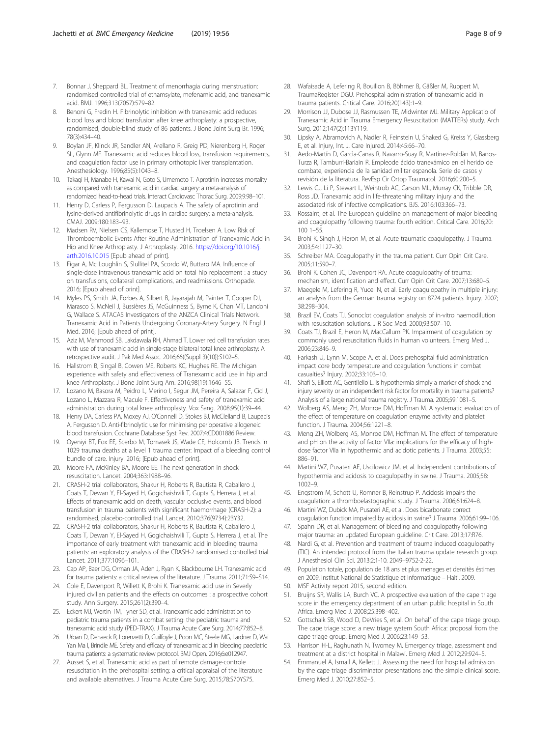7. Bonnar J, Sheppard BL. Treatment of menorrhagia during menstruation: randomised controlled trial of ethamsylate, mefenamic acid, and tranexamic acid. BMJ. 1996;313(7057):579–82.
8. Benoni G, Fredin H. Fibrinolytic inhibition with tranexamic acid reduces blood loss and blood transfusion after knee arthroplasty: a prospective, randomised, double-blind study of 86 patients. J Bone Joint Surg Br. 1996; 78(3):434–40.
9. Boylan JF, Klinck JR, Sandler AN, Arellano R, Greig PD, Nierenberg H, Roger SL, Glynn MF. Tranexamic acid reduces blood loss, transfusion requirements, and coagulation factor use in primary orthotopic liver transplantation. Anesthesiology. 1996;85(5):1043–8.
10. Takagi H, Manabe H, Kawai N, Goto S, Umemoto T. Aprotinin increases mortality as compared with tranexamic acid in cardiac surgery: a meta-analysis of randomized head-to-head trials. Interact Cardiovasc Thorac Surg. 2009;9:98–101.
11. Henry D, Carless P, Fergusson D, Laupacis A. The safety of aprotinin and lysine-derived antifibrinolytic drugs in cardiac surgery: a meta-analysis. CMAJ. 2009;180:183–93.
12. Madsen RV, Nielsen CS, Kallemose T, Husted H, Troelsen A. Low Risk of Thromboembolic Events After Routine Administration of Tranexamic Acid in Hip and Knee Arthroplasty. J Arthroplasty. 2016. https://doi.org/10.1016/j.arth.2016.10.015 [Epub ahead of print].
13. Fígar A, Mc Loughlin S, Slullitel PA, Scordo W, Buttaro MA. Influence of single-dose intravenous tranexamic acid on total hip replacement : a study on transfusions, collateral complications, and readmissions. Orthopade. 2016; [Epub ahead of print].
14. Myles PS, Smith JA, Forbes A, Silbert B, Jayarajah M, Painter T, Cooper DJ, Marasco S, McNeil J, Bussières JS, McGuinness S, Byrne K, Chan MT, Landoni G, Wallace S. ATACAS Investigators of the ANZCA Clinical Trials Network. Tranexamic Acid in Patients Undergoing Coronary-Artery Surgery. N Engl J Med. 2016; [Epub ahead of print].
15. Aziz M, Mahmood SB, Lakdawala RH, Ahmad T. Lower red cell transfusion rates with use of tranexamic acid in single-stage bilateral total knee arthroplasty: A retrospective audit. J Pak Med Assoc. 2016;66((Suppl 3)(10)):S102–5.
16. Hallstrom B, Singal B, Cowen ME, Roberts KC, Hughes RE. The Michigan experience with safety and effectiveness of Tranexamic acid use in hip and knee Arthroplasty. J Bone Joint Surg Am. 2016;98(19):1646–55.
17. Lozano M, Basora M, Peidro L, Merino I, Segur JM, Pereira A, Salazar F, Cid J, Lozano L, Mazzara R, Macule F. Effectiveness and safety of tranexamic acid administration during total knee arthroplasty. Vox Sang. 2008;95(1):39–44.
18. Henry DA, Carless PA, Moxey AJ, O'Connell D, Stokes BJ, McClelland B, Laupacis A, Fergusson D. Anti-fibrinolytic use for minimising perioperative allogeneic blood transfusion. Cochrane Database Syst Rev. 2007;4:CD001886 Review.
19. Oyeniyi BT, Fox EE, Scerbo M, Tomasek JS, Wade CE, Holcomb JB. Trends in 1029 trauma deaths at a level 1 trauma center: Impact of a bleeding control bundle of care. Injury. 2016; [Epub ahead of print].
20. Moore FA, McKinley BA, Moore EE. The next generation in shock resuscitation. Lancet. 2004;363:1988–96.
21. CRASH-2 trial collaborators, Shakur H, Roberts R, Bautista R, Caballero J, Coats T, Dewan Y, El-Sayed H, Gogichaishvili T, Gupta S, Herrera J, et al. Effects of tranexamic acid on death, vascular occlusive events, and blood transfusion in trauma patients with significant haemorrhage (CRASH-2): a randomised, placebo-controlled trial. Lancet. 2010;376(9734):23Y32.
22. CRASH-2 trial collaborators, Shakur H, Roberts R, Bautista R, Caballero J, Coats T, Dewan Y, El-Sayed H, Gogichaishvili T, Gupta S, Herrera J, et al. The importance of early treatment with tranexamic acid in bleeding trauma patients: an exploratory analysis of the CRASH-2 randomised controlled trial. Lancet. 2011;377:1096–101.
23. Cap AP, Baer DG, Orman JA, Aden J, Ryan K, Blackbourne LH. Tranexamic acid for trauma patients: a critical review of the literature. J Trauma. 2011;71:S9–S14.
24. Cole E, Davenport R, Willett K, Brohi K. Tranexamic acid use in Severly injured civilian patients and the effects on outcomes : a prospective cohort study. Ann Surgery. 2015;261(2):390–4.
25. Eckert MJ, Wertin TM, Tyner SD, et al. Tranexamic acid administration to pediatric trauma patients in a combat setting: the pediatric trauma and tranexamic acid study (PED-TRAX). J Trauma Acute Care Surg. 2014;77:852–8.
26. Urban D, Dehaeck R, Lorenzetti D, Guilfoyle J, Poon MC, Steele MG, Lardner D, Wai Yan Ma I, Brindle ME. Safety and efficacy of tranexamic acid in bleeding paediatric trauma patients: a systematic review protocol. BMJ Open. 2016;6:e012947.
27. Ausset S, et al. Tranexamic acid as part of remote damage-controle resuscitation in the prehospital setting: a critical appraisal of the literature and available alternatives. J Trauma Acute Care Surg. 2015;78:S70YS75.
28. Wafaisade A, Lefering R, Bouillon B, Böhmer B, Gäßler M, Ruppert M, TraumaRegister DGU. Prehospital administration of tranexamic acid in trauma patients. Critical Care. 2016;20(143):1–9.
29. Morrison JJ, Dubose JJ, Rasmussen TE, Midwinter MJ. Military Applicatio of Tranexamic Acid in Trauma Emergency Resuscitation (MATTERs) study. Arch Surg. 2012;147(2):113Y119.
30. Lipsky A, Abramovich A, Nadler R, Feinstein U, Shaked G, Kreiss Y, Glassberg E, et al. Injury, Int. J. Care Injured. 2014;45:66–70.
31. Aedo-Martín D, García-Canas R, Navarro-Suay R, Martínez-Roldàn M, Banos-Turza R, Tamburri-Bariain R. Empleode ácido tranexámico en el herido de combate, experiencia de la sanidad militar espanola. Serie de casos y revisión de la literatura. RevEsp Cir Ortop Traumatol. 2016;60:200–5.
32. Lewis CJ, Li P, Stewart L, Weintrob AC, Carson ML, Murray CK, Tribble DR, Ross JD. Tranexamic acid in life-threatening military injury and the associated risk of infective complications. BJS. 2016;103:366–73.
33. Rossaint, et al. The European guideline on management of major bleeding and coagulopathy following trauma: fourth edition. Critical Care. 2016;20: 100 1–55.
34. Brohi K, Singh J, Heron M, et al. Acute traumatic coagulopathy. J Trauma. 2003;54:1127–30.
35. Schreiber MA. Coagulopathy in the trauma patient. Curr Opin Crit Care. 2005;11:590–7.
36. Brohi K, Cohen JC, Davenport RA. Acute coagulopathy of trauma: mechanism, identification and effect. Curr Opin Crit Care. 2007;13:680–5.
37. Maegele M, Lefering R, Yucel N, et al. Early coagulopathy in multiple injury: an analysis from the German trauma registry on 8724 patients. Injury. 2007; 38:298–304.
38. Brazil EV, Coats TJ. Sonoclot coagulation analysis of in-vitro haemodilution with resuscitation solutions. J R Soc Med. 2000;93:507–10.
39. Coats TJ, Brazil E, Heron M, MacCallum PK. Impairment of coagulation by commonly used resuscitation fluids in human volunteers. Emerg Med J. 2006;23:846–9.
40. Farkash U, Lynn M, Scope A, et al. Does prehospital fluid administration impact core body temperature and coagulation functions in combat casualties? Injury. 2002;33:103–10.
41. Shafi S, Elliott AC, Gentilello L. Is hypothermia simply a marker of shock and injury severity or an independent risk factor for mortality in trauma patients? Analysis of a large national trauma registry. J Trauma. 2005;59:1081–5.
42. Wolberg AS, Meng ZH, Monroe DM, Hoffman M. A systematic evaluation of the effect of temperature on coagulation enzyme activity and platelet function. J Trauma. 2004;56:1221–8.
43. Meng ZH, Wolberg AS, Monroe DM, Hoffman M. The effect of temperature and pH on the activity of factor VIIa: implications for the efficacy of high-dose factor VIIa in hypothermic and acidotic patients. J Trauma. 2003;55: 886–91.
44. Martini WZ, Pusateri AE, Uscilowicz JM, et al. Independent contributions of hypothermia and acidosis to coagulopathy in swine. J Trauma. 2005;58: 1002–9.
45. Engstrom M, Schott U, Romner B, Reinstrup P. Acidosis impairs the coagulation: a thromboelastographic study. J Trauma. 2006;61:624–8.
46. Martini WZ, Dubick MA, Pusateri AE, et al. Does bicarbonate correct coagulation function impaired by acidosis in swine? J Trauma. 2006;61:99–106.
47. Spahn DR, et al. Management of bleeding and coagulopathy following major trauma: an updated European guideline. Crit Care. 2013;17:R76.
48. Nardi G, et al. Prevention and treatment of trauma induced coagulopathy (TIC). An intended protocol from the Italian trauma update research group. J Anesthesiol Clin Sci. 2013;2:1-10. 2049–9752-2-22.
49. Population totale, population de 18 ans et plus menages et densitès éstimes en 2009, Institut National de Statistique et Informatique – Haiti. 2009.
50. MSF Activity report 2015, second edition.
51. Bruijns SR, Wallis LA, Burch VC. A prospective evaluation of the cape triage score in the emergency department of an urban public hospital in South Africa. Emerg Med J. 2008;25:398–402.
52. Gottschalk SB, Wood D, DeVries S, et al. On behalf of the cape triage group. The cape triage score: a new triage system South Africa: proposal from the cape triage group. Emerg Med J. 2006;23:149–53.
53. Harrison H-L, Raghunath N, Twomey M. Emergency triage, assessment and treatment at a district hospital in Malawi. Emerg Med J. 2012;29:924–5.
54. Emmanuel A, Ismail A, Kellett J. Assessing the need for hospital admission by the cape triage discriminator presentations and the simple clinical score. Emerg Med J. 2010;27:852–5.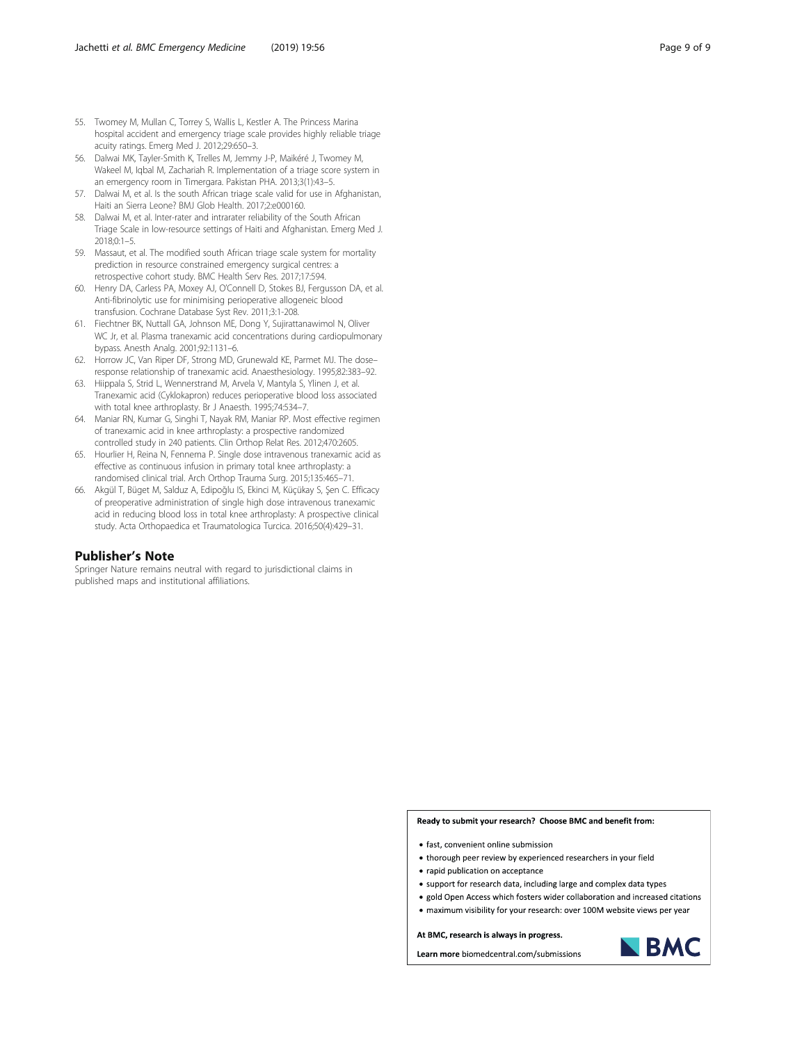55. Twomey M, Mullan C, Torrey S, Wallis L, Kestler A. The Princess Marina hospital accident and emergency triage scale provides highly reliable triage acuity ratings. Emerg Med J. 2012;29:650–3.
56. Dalwai MK, Tayler-Smith K, Trelles M, Jemmy J-P, Maikéré J, Twomey M, Wakeel M, Iqbal M, Zachariah R. Implementation of a triage score system in an emergency room in Timergara. Pakistan PHA. 2013;3(1):43–5.
57. Dalwai M, et al. Is the south African triage scale valid for use in Afghanistan, Haiti an Sierra Leone? BMJ Glob Health. 2017;2:e000160.
58. Dalwai M, et al. Inter-rater and intrarater reliability of the South African Triage Scale in low-resource settings of Haiti and Afghanistan. Emerg Med J. 2018;0:1–5.
59. Massaut, et al. The modified south African triage scale system for mortality prediction in resource constrained emergency surgical centres: a retrospective cohort study. BMC Health Serv Res. 2017;17:594.
60. Henry DA, Carless PA, Moxey AJ, O'Connell D, Stokes BJ, Fergusson DA, et al. Anti-fibrinolytic use for minimising perioperative allogeneic blood transfusion. Cochrane Database Syst Rev. 2011;3:1-208.
61. Fiechtner BK, Nuttall GA, Johnson ME, Dong Y, Sujirattanawimol N, Oliver WC Jr, et al. Plasma tranexamic acid concentrations during cardiopulmonary bypass. Anesth Analg. 2001;92:1131–6.
62. Horrow JC, Van Riper DF, Strong MD, Grunewald KE, Parmet MJ. The dose–response relationship of tranexamic acid. Anaesthesiology. 1995;82:383–92.
63. Hiippala S, Strid L, Wennerstrand M, Arvela V, Mantyla S, Ylinen J, et al. Tranexamic acid (Cyklokapron) reduces perioperative blood loss associated with total knee arthroplasty. Br J Anaesth. 1995;74:534–7.
64. Maniar RN, Kumar G, Singhi T, Nayak RM, Maniar RP. Most effective regimen of tranexamic acid in knee arthroplasty: a prospective randomized controlled study in 240 patients. Clin Orthop Relat Res. 2012;470:2605.
65. Hourlier H, Reina N, Fennema P. Single dose intravenous tranexamic acid as effective as continuous infusion in primary total knee arthroplasty: a randomised clinical trial. Arch Orthop Trauma Surg. 2015;135:465–71.
66. Akgül T, Büget M, Salduz A, Edipoğlu IS, Ekinci M, Küçükay S, Şen C. Efficacy of preoperative administration of single high dose intravenous tranexamic acid in reducing blood loss in total knee arthroplasty: A prospective clinical study. Acta Orthopaedica et Traumatologica Turcica. 2016;50(4):429–31.

## Publisher's Note

Springer Nature remains neutral with regard to jurisdictional claims in published maps and institutional affiliations.

**Ready to submit your research? Choose BMC and benefit from:**

- fast, convenient online submission
- thorough peer review by experienced researchers in your field
- rapid publication on acceptance
- support for research data, including large and complex data types
- gold Open Access which fosters wider collaboration and increased citations
- maximum visibility for your research: over 100M website views per year

**At BMC, research is always in progress.**

**Learn more** biomedcentral.com/submissions